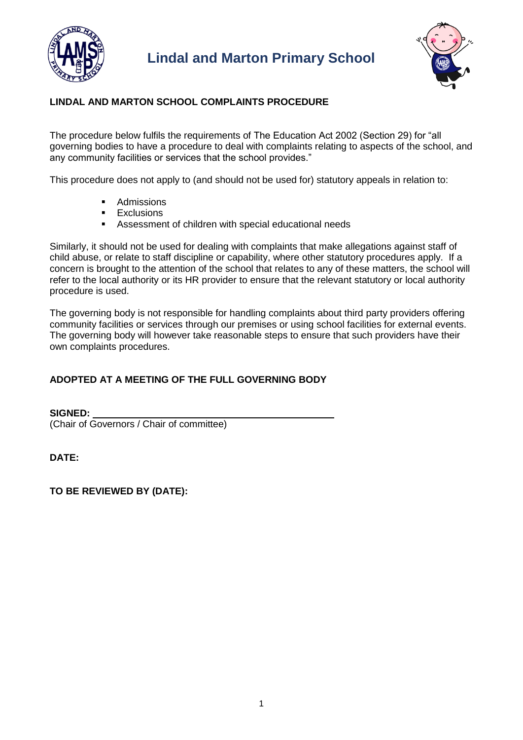# Lindal and Marton Primary School

## LINDAL AND MARTON SCHOOL COMPLAINTS PROCEDURE

The procedure below fulfils the requirements of The Education Act 2002 (Section 29) for "all governing bodies to have a procedure to deal with complaints relating to aspects of the school, and any community facilities or services that the school provides."

This procedure does not apply to (and should not be used for) statutory appeals in relation to:

- Admissions
- Exclusions
- Assessment of children with special educational needs

Similarly, it should not be used for dealing with complaints that make allegations against staff of child abuse, or relate to staff discipline or capability, where other statutory procedures apply. If a concern is brought to the attention of the school that relates to any of these matters, the school will refer to the local authority or its HR provider to ensure that the relevant statutory or local authority procedure is used.

The governing body is not responsible for handling complaints about third party providers offering community facilities or services through our premises or using school facilities for external events. The governing body will however take reasonable steps to ensure that such providers have their own complaints procedures.

**ADOPTED AT A MEETING OF THE FULL GOVERNING BODY**

**SIGNED:** ______________________________________________
(Chair of Governors / Chair of committee)

**DATE:**

**TO BE REVIEWED BY (DATE):**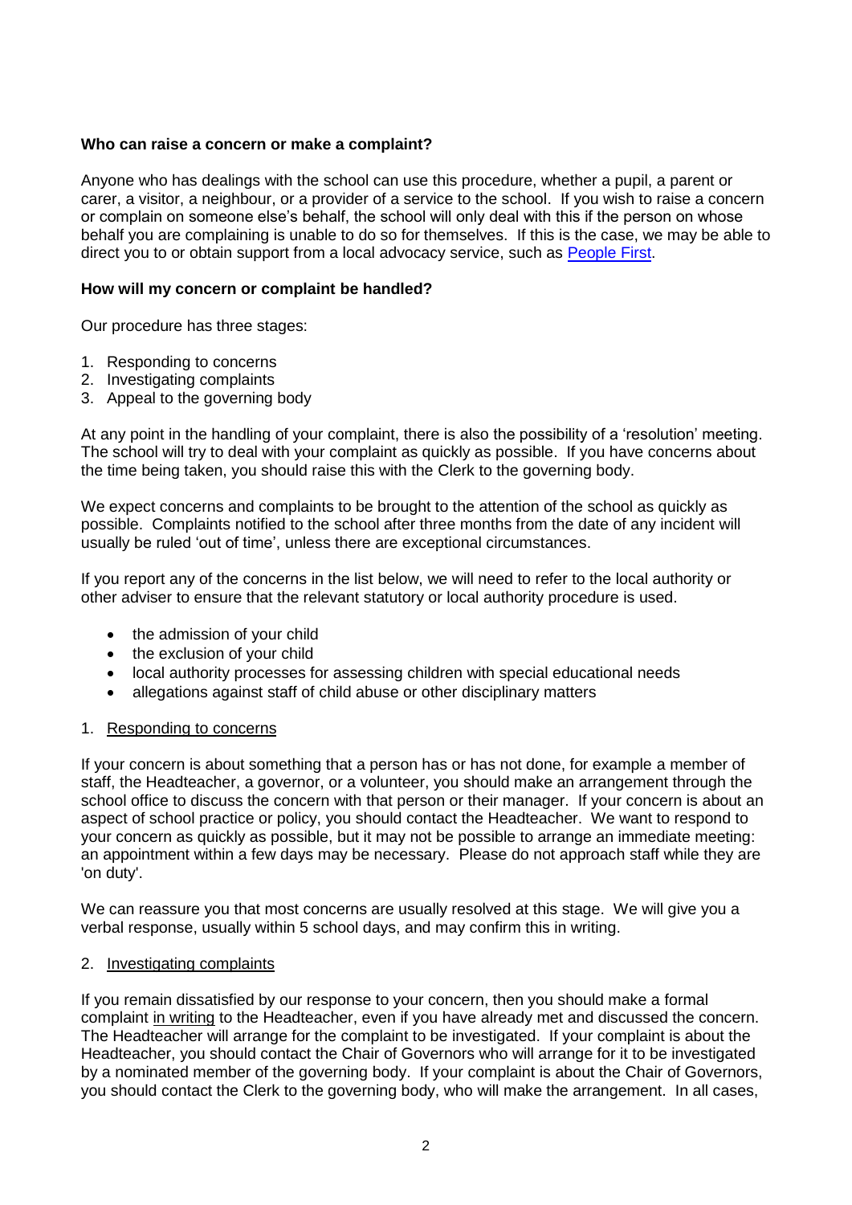**Who can raise a concern or make a complaint?**

Anyone who has dealings with the school can use this procedure, whether a pupil, a parent or carer, a visitor, a neighbour, or a provider of a service to the school. If you wish to raise a concern or complain on someone else's behalf, the school will only deal with this if the person on whose behalf you are complaining is unable to do so for themselves. If this is the case, we may be able to direct you to or obtain support from a local advocacy service, such as People First.

**How will my concern or complaint be handled?**

Our procedure has three stages:

1. Responding to concerns
2. Investigating complaints
3. Appeal to the governing body

At any point in the handling of your complaint, there is also the possibility of a 'resolution' meeting. The school will try to deal with your complaint as quickly as possible. If you have concerns about the time being taken, you should raise this with the Clerk to the governing body.

We expect concerns and complaints to be brought to the attention of the school as quickly as possible. Complaints notified to the school after three months from the date of any incident will usually be ruled 'out of time', unless there are exceptional circumstances.

If you report any of the concerns in the list below, we will need to refer to the local authority or other adviser to ensure that the relevant statutory or local authority procedure is used.

- the admission of your child
- the exclusion of your child
- local authority processes for assessing children with special educational needs
- allegations against staff of child abuse or other disciplinary matters

1. Responding to concerns

If your concern is about something that a person has or has not done, for example a member of staff, the Headteacher, a governor, or a volunteer, you should make an arrangement through the school office to discuss the concern with that person or their manager. If your concern is about an aspect of school practice or policy, you should contact the Headteacher. We want to respond to your concern as quickly as possible, but it may not be possible to arrange an immediate meeting: an appointment within a few days may be necessary. Please do not approach staff while they are 'on duty'.

We can reassure you that most concerns are usually resolved at this stage. We will give you a verbal response, usually within 5 school days, and may confirm this in writing.

2. Investigating complaints

If you remain dissatisfied by our response to your concern, then you should make a formal complaint in writing to the Headteacher, even if you have already met and discussed the concern. The Headteacher will arrange for the complaint to be investigated. If your complaint is about the Headteacher, you should contact the Chair of Governors who will arrange for it to be investigated by a nominated member of the governing body. If your complaint is about the Chair of Governors, you should contact the Clerk to the governing body, who will make the arrangement. In all cases,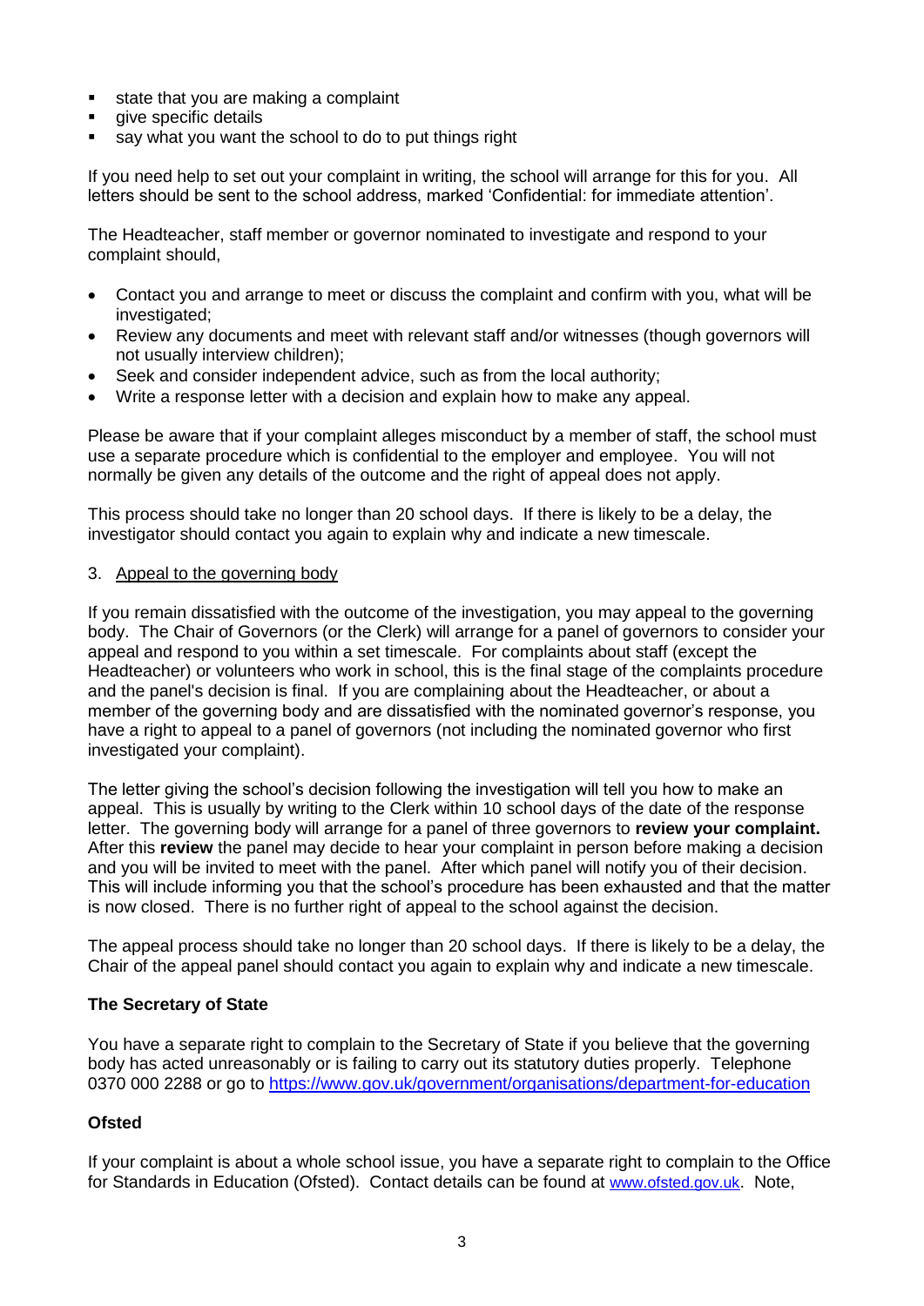- state that you are making a complaint
- give specific details
- say what you want the school to do to put things right

If you need help to set out your complaint in writing, the school will arrange for this for you. All letters should be sent to the school address, marked 'Confidential: for immediate attention'.

The Headteacher, staff member or governor nominated to investigate and respond to your complaint should,

- Contact you and arrange to meet or discuss the complaint and confirm with you, what will be investigated;
- Review any documents and meet with relevant staff and/or witnesses (though governors will not usually interview children);
- Seek and consider independent advice, such as from the local authority;
- Write a response letter with a decision and explain how to make any appeal.

Please be aware that if your complaint alleges misconduct by a member of staff, the school must use a separate procedure which is confidential to the employer and employee. You will not normally be given any details of the outcome and the right of appeal does not apply.

This process should take no longer than 20 school days. If there is likely to be a delay, the investigator should contact you again to explain why and indicate a new timescale.

3. Appeal to the governing body

If you remain dissatisfied with the outcome of the investigation, you may appeal to the governing body. The Chair of Governors (or the Clerk) will arrange for a panel of governors to consider your appeal and respond to you within a set timescale. For complaints about staff (except the Headteacher) or volunteers who work in school, this is the final stage of the complaints procedure and the panel's decision is final. If you are complaining about the Headteacher, or about a member of the governing body and are dissatisfied with the nominated governor's response, you have a right to appeal to a panel of governors (not including the nominated governor who first investigated your complaint).

The letter giving the school's decision following the investigation will tell you how to make an appeal. This is usually by writing to the Clerk within 10 school days of the date of the response letter. The governing body will arrange for a panel of three governors to **review your complaint.** After this **review** the panel may decide to hear your complaint in person before making a decision and you will be invited to meet with the panel. After which panel will notify you of their decision. This will include informing you that the school's procedure has been exhausted and that the matter is now closed. There is no further right of appeal to the school against the decision.

The appeal process should take no longer than 20 school days. If there is likely to be a delay, the Chair of the appeal panel should contact you again to explain why and indicate a new timescale.

**The Secretary of State**

You have a separate right to complain to the Secretary of State if you believe that the governing body has acted unreasonably or is failing to carry out its statutory duties properly. Telephone 0370 000 2288 or go to https://www.gov.uk/government/organisations/department-for-education

**Ofsted**

If your complaint is about a whole school issue, you have a separate right to complain to the Office for Standards in Education (Ofsted). Contact details can be found at www.ofsted.gov.uk. Note,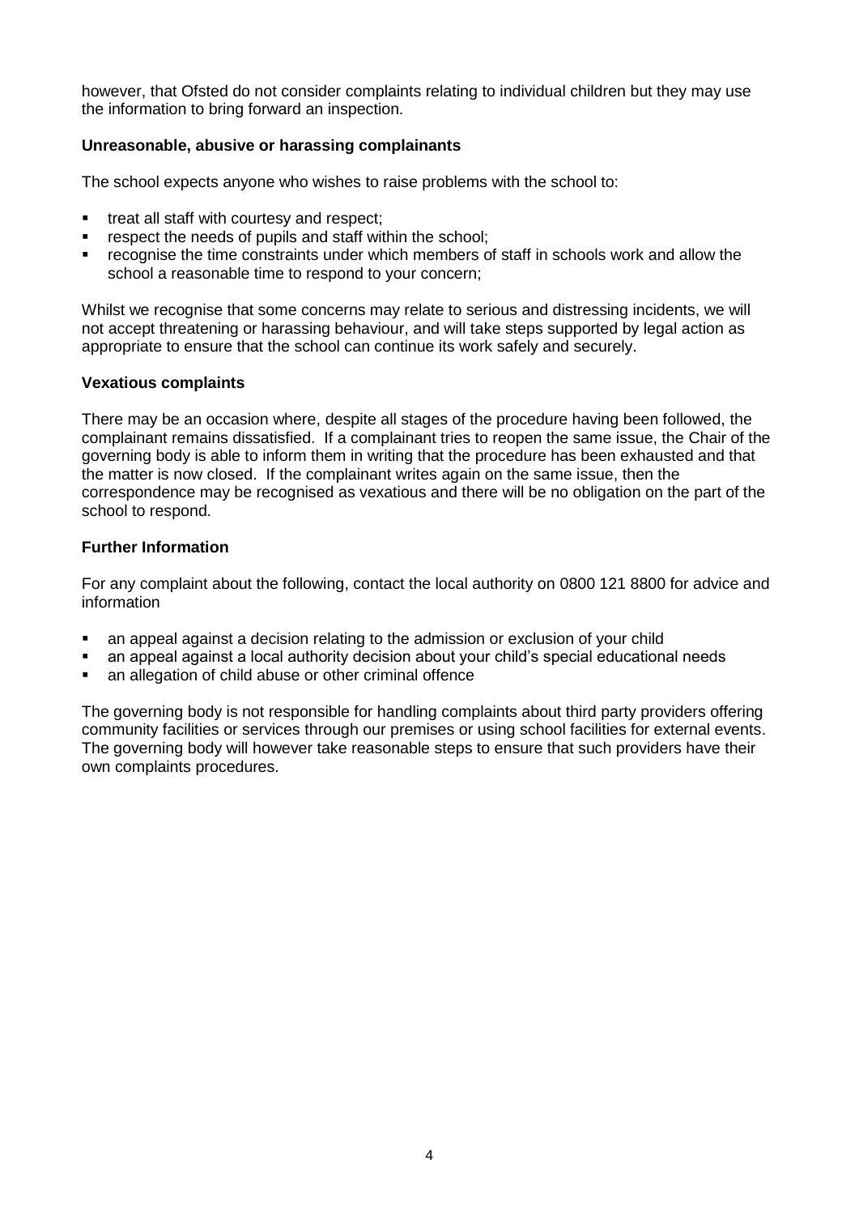however, that Ofsted do not consider complaints relating to individual children but they may use the information to bring forward an inspection.

**Unreasonable, abusive or harassing complainants**

The school expects anyone who wishes to raise problems with the school to:

- treat all staff with courtesy and respect;
- respect the needs of pupils and staff within the school;
- recognise the time constraints under which members of staff in schools work and allow the school a reasonable time to respond to your concern;

Whilst we recognise that some concerns may relate to serious and distressing incidents, we will not accept threatening or harassing behaviour, and will take steps supported by legal action as appropriate to ensure that the school can continue its work safely and securely.

**Vexatious complaints**

There may be an occasion where, despite all stages of the procedure having been followed, the complainant remains dissatisfied. If a complainant tries to reopen the same issue, the Chair of the governing body is able to inform them in writing that the procedure has been exhausted and that the matter is now closed. If the complainant writes again on the same issue, then the correspondence may be recognised as vexatious and there will be no obligation on the part of the school to respond.

**Further Information**

For any complaint about the following, contact the local authority on 0800 121 8800 for advice and information

- an appeal against a decision relating to the admission or exclusion of your child
- an appeal against a local authority decision about your child's special educational needs
- an allegation of child abuse or other criminal offence

The governing body is not responsible for handling complaints about third party providers offering community facilities or services through our premises or using school facilities for external events. The governing body will however take reasonable steps to ensure that such providers have their own complaints procedures.